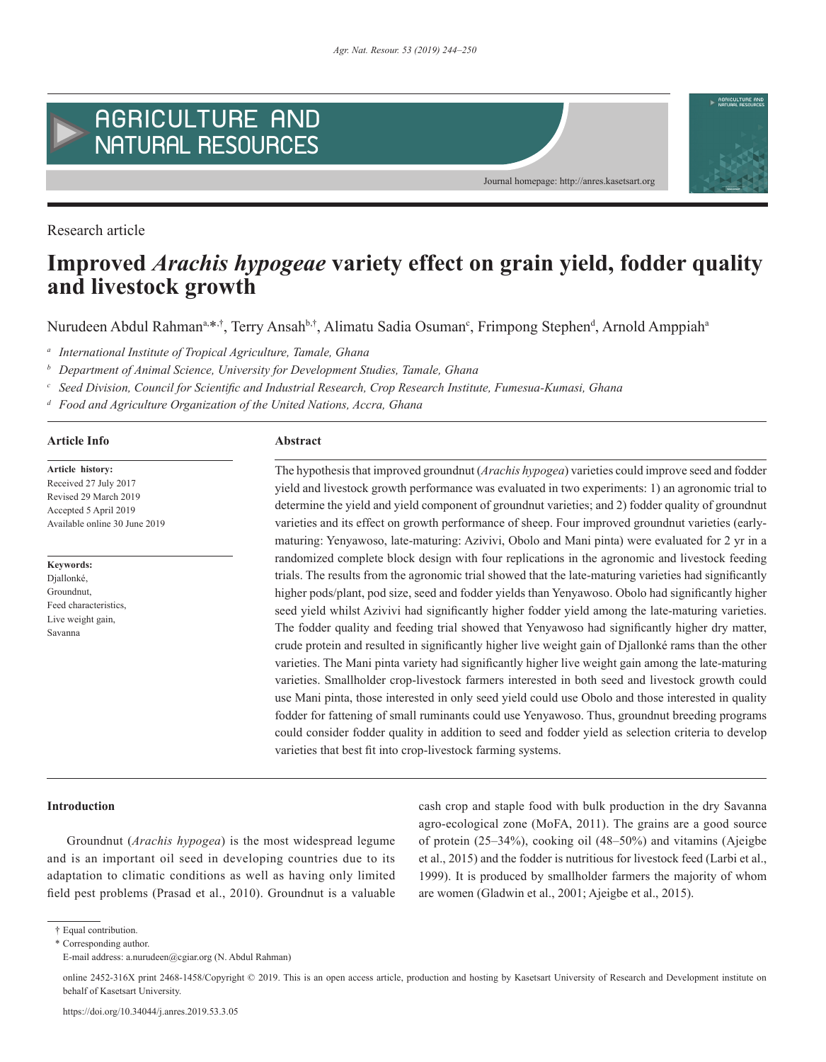Research article

# Improved *Arachis hypogeae* variety effect on grain yield, fodder quality and livestock growth

Nurudeen Abdul Rahman[a,*,†], Terry Ansah[b,†], Alimatu Sadia Osuman[c], Frimpong Stephen[d], Arnold Amppiah[a]

[a] *International Institute of Tropical Agriculture, Tamale, Ghana*

[b] *Department of Animal Science, University for Development Studies, Tamale, Ghana*

[c] *Seed Division, Council for Scientific and Industrial Research, Crop Research Institute, Fumesua-Kumasi, Ghana*

[d] *Food and Agriculture Organization of the United Nations, Accra, Ghana*

**Article Info**

**Article history:**
Received 27 July 2017
Revised 29 March 2019
Accepted 5 April 2019
Available online 30 June 2019

**Keywords:**
Djallonké,
Groundnut,
Feed characteristics,
Live weight gain,
Savanna

**Abstract**

The hypothesis that improved groundnut (*Arachis hypogea*) varieties could improve seed and fodder yield and livestock growth performance was evaluated in two experiments: 1) an agronomic trial to determine the yield and yield component of groundnut varieties; and 2) fodder quality of groundnut varieties and its effect on growth performance of sheep. Four improved groundnut varieties (early-maturing: Yenyawoso, late-maturing: Azivivi, Obolo and Mani pinta) were evaluated for 2 yr in a randomized complete block design with four replications in the agronomic and livestock feeding trials. The results from the agronomic trial showed that the late-maturing varieties had significantly higher pods/plant, pod size, seed and fodder yields than Yenyawoso. Obolo had significantly higher seed yield whilst Azivivi had significantly higher fodder yield among the late-maturing varieties. The fodder quality and feeding trial showed that Yenyawoso had significantly higher dry matter, crude protein and resulted in significantly higher live weight gain of Djallonké rams than the other varieties. The Mani pinta variety had significantly higher live weight gain among the late-maturing varieties. Smallholder crop-livestock farmers interested in both seed and livestock growth could use Mani pinta, those interested in only seed yield could use Obolo and those interested in quality fodder for fattening of small ruminants could use Yenyawoso. Thus, groundnut breeding programs could consider fodder quality in addition to seed and fodder yield as selection criteria to develop varieties that best fit into crop-livestock farming systems.

## Introduction

Groundnut (*Arachis hypogea*) is the most widespread legume and is an important oil seed in developing countries due to its adaptation to climatic conditions as well as having only limited field pest problems (Prasad et al., 2010). Groundnut is a valuable cash crop and staple food with bulk production in the dry Savanna agro-ecological zone (MoFA, 2011). The grains are a good source of protein (25–34%), cooking oil (48–50%) and vitamins (Ajeigbe et al., 2015) and the fodder is nutritious for livestock feed (Larbi et al., 1999). It is produced by smallholder farmers the majority of whom are women (Gladwin et al., 2001; Ajeigbe et al., 2015).

† Equal contribution.

\* Corresponding author.

E-mail address: a.nurudeen@cgiar.org (N. Abdul Rahman)

online 2452-316X print 2468-1458/Copyright © 2019. This is an open access article, production and hosting by Kasetsart University of Research and Development institute on behalf of Kasetsart University.

https://doi.org/10.34044/j.anres.2019.53.3.05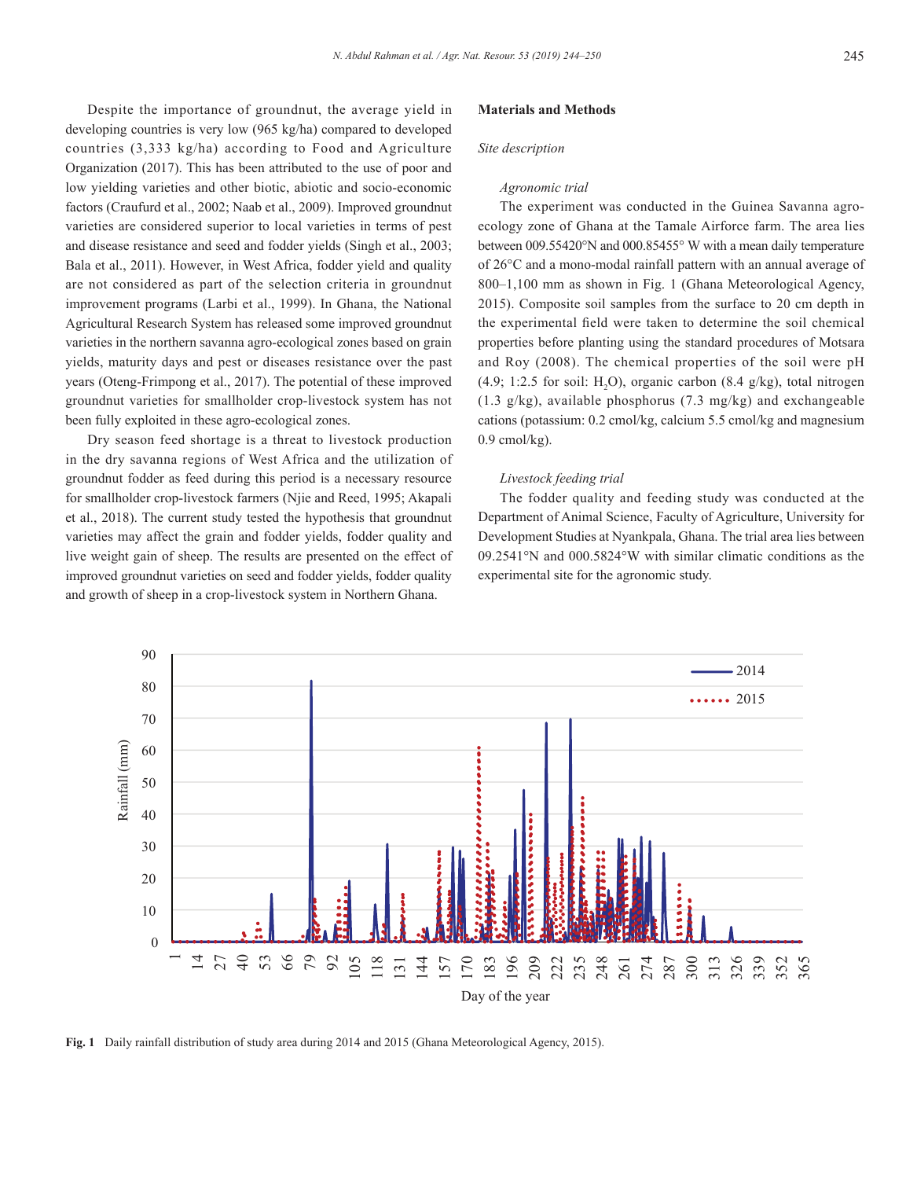Despite the importance of groundnut, the average yield in developing countries is very low (965 kg/ha) compared to developed countries (3,333 kg/ha) according to Food and Agriculture Organization (2017). This has been attributed to the use of poor and low yielding varieties and other biotic, abiotic and socio-economic factors (Craufurd et al., 2002; Naab et al., 2009). Improved groundnut varieties are considered superior to local varieties in terms of pest and disease resistance and seed and fodder yields (Singh et al., 2003; Bala et al., 2011). However, in West Africa, fodder yield and quality are not considered as part of the selection criteria in groundnut improvement programs (Larbi et al., 1999). In Ghana, the National Agricultural Research System has released some improved groundnut varieties in the northern savanna agro-ecological zones based on grain yields, maturity days and pest or diseases resistance over the past years (Oteng-Frimpong et al., 2017). The potential of these improved groundnut varieties for smallholder crop-livestock system has not been fully exploited in these agro-ecological zones.

Dry season feed shortage is a threat to livestock production in the dry savanna regions of West Africa and the utilization of groundnut fodder as feed during this period is a necessary resource for smallholder crop-livestock farmers (Njie and Reed, 1995; Akapali et al., 2018). The current study tested the hypothesis that groundnut varieties may affect the grain and fodder yields, fodder quality and live weight gain of sheep. The results are presented on the effect of improved groundnut varieties on seed and fodder yields, fodder quality and growth of sheep in a crop-livestock system in Northern Ghana.

## Materials and Methods

### *Site description*

#### *Agronomic trial*

The experiment was conducted in the Guinea Savanna agro-ecology zone of Ghana at the Tamale Airforce farm. The area lies between 009.55420°N and 000.85455° W with a mean daily temperature of 26°C and a mono-modal rainfall pattern with an annual average of 800–1,100 mm as shown in Fig. 1 (Ghana Meteorological Agency, 2015). Composite soil samples from the surface to 20 cm depth in the experimental field were taken to determine the soil chemical properties before planting using the standard procedures of Motsara and Roy (2008). The chemical properties of the soil were pH (4.9; 1:2.5 for soil: $H_2O$), organic carbon (8.4 g/kg), total nitrogen (1.3 g/kg), available phosphorus (7.3 mg/kg) and exchangeable cations (potassium: 0.2 cmol/kg, calcium 5.5 cmol/kg and magnesium 0.9 cmol/kg).

#### *Livestock feeding trial*

The fodder quality and feeding study was conducted at the Department of Animal Science, Faculty of Agriculture, University for Development Studies at Nyankpala, Ghana. The trial area lies between 09.2541°N and 000.5824°W with similar climatic conditions as the experimental site for the agronomic study.

**Fig. 1** Daily rainfall distribution of study area during 2014 and 2015 (Ghana Meteorological Agency, 2015).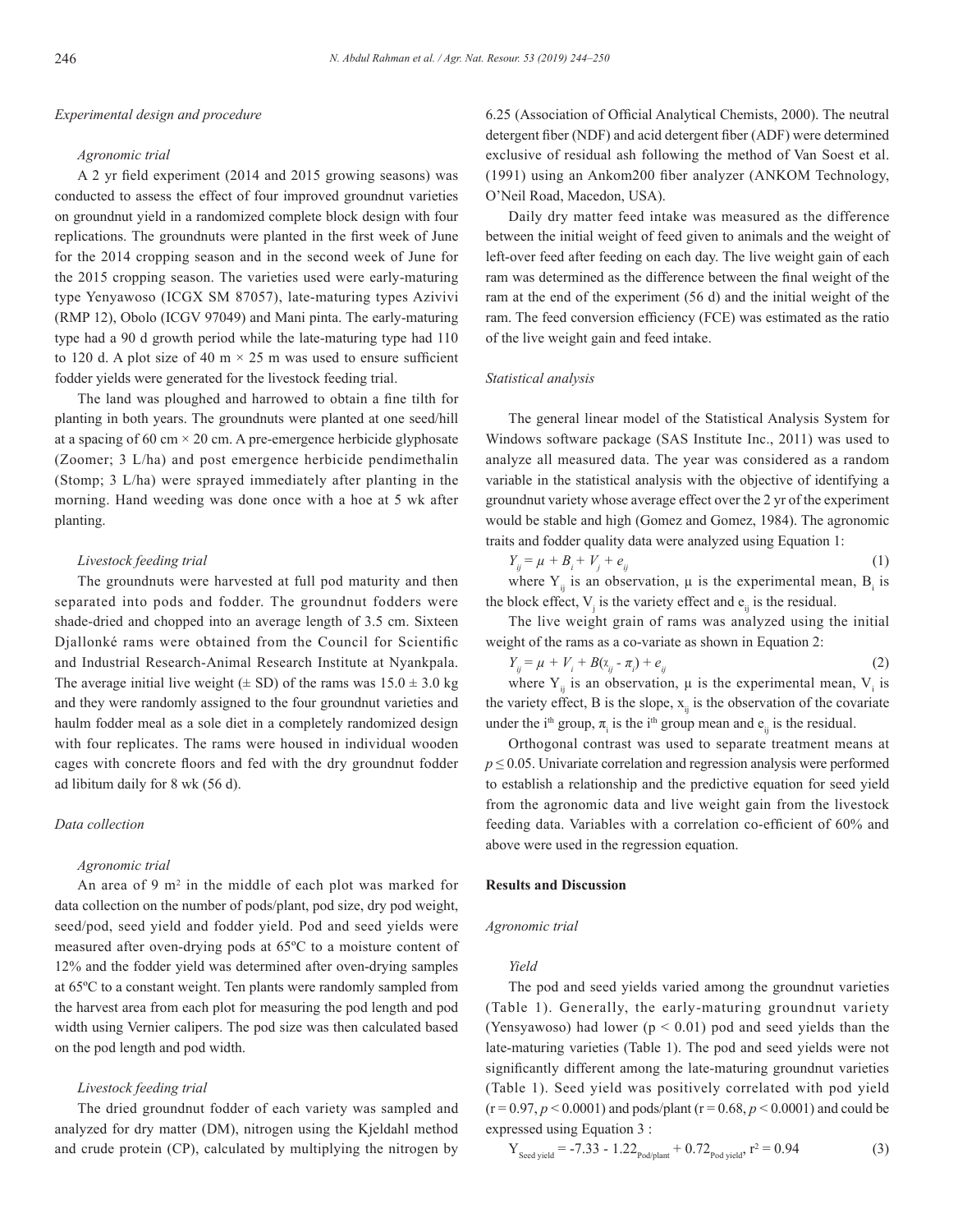### Experimental design and procedure

#### Agronomic trial

A 2 yr field experiment (2014 and 2015 growing seasons) was conducted to assess the effect of four improved groundnut varieties on groundnut yield in a randomized complete block design with four replications. The groundnuts were planted in the first week of June for the 2014 cropping season and in the second week of June for the 2015 cropping season. The varieties used were early-maturing type Yenyawoso (ICGX SM 87057), late-maturing types Azivivi (RMP 12), Obolo (ICGV 97049) and Mani pinta. The early-maturing type had a 90 d growth period while the late-maturing type had 110 to 120 d. A plot size of 40 m × 25 m was used to ensure sufficient fodder yields were generated for the livestock feeding trial.

The land was ploughed and harrowed to obtain a fine tilth for planting in both years. The groundnuts were planted at one seed/hill at a spacing of 60 cm × 20 cm. A pre-emergence herbicide glyphosate (Zoomer; 3 L/ha) and post emergence herbicide pendimethalin (Stomp; 3 L/ha) were sprayed immediately after planting in the morning. Hand weeding was done once with a hoe at 5 wk after planting.

#### Livestock feeding trial

The groundnuts were harvested at full pod maturity and then separated into pods and fodder. The groundnut fodders were shade-dried and chopped into an average length of 3.5 cm. Sixteen Djallonké rams were obtained from the Council for Scientific and Industrial Research-Animal Research Institute at Nyankpala. The average initial live weight (± SD) of the rams was 15.0 ± 3.0 kg and they were randomly assigned to the four groundnut varieties and haulm fodder meal as a sole diet in a completely randomized design with four replicates. The rams were housed in individual wooden cages with concrete floors and fed with the dry groundnut fodder ad libitum daily for 8 wk (56 d).

### Data collection

#### Agronomic trial

An area of 9 $m^2$ in the middle of each plot was marked for data collection on the number of pods/plant, pod size, dry pod weight, seed/pod, seed yield and fodder yield. Pod and seed yields were measured after oven-drying pods at 65ºC to a moisture content of 12% and the fodder yield was determined after oven-drying samples at 65ºC to a constant weight. Ten plants were randomly sampled from the harvest area from each plot for measuring the pod length and pod width using Vernier calipers. The pod size was then calculated based on the pod length and pod width.

#### Livestock feeding trial

The dried groundnut fodder of each variety was sampled and analyzed for dry matter (DM), nitrogen using the Kjeldahl method and crude protein (CP), calculated by multiplying the nitrogen by 6.25 (Association of Official Analytical Chemists, 2000). The neutral detergent fiber (NDF) and acid detergent fiber (ADF) were determined exclusive of residual ash following the method of Van Soest et al. (1991) using an Ankom200 fiber analyzer (ANKOM Technology, O'Neil Road, Macedon, USA).

Daily dry matter feed intake was measured as the difference between the initial weight of feed given to animals and the weight of left-over feed after feeding on each day. The live weight gain of each ram was determined as the difference between the final weight of the ram at the end of the experiment (56 d) and the initial weight of the ram. The feed conversion efficiency (FCE) was estimated as the ratio of the live weight gain and feed intake.

### Statistical analysis

The general linear model of the Statistical Analysis System for Windows software package (SAS Institute Inc., 2011) was used to analyze all measured data. The year was considered as a random variable in the statistical analysis with the objective of identifying a groundnut variety whose average effect over the 2 yr of the experiment would be stable and high (Gomez and Gomez, 1984). The agronomic traits and fodder quality data were analyzed using Equation 1:

$$Y_{ij} = \mu + B_i + V_j + e_{ij} \tag{1}$$

where $Y_{ij}$ is an observation, μ is the experimental mean, $B_i$ is the block effect, $V_j$ is the variety effect and $e_{ij}$ is the residual.

The live weight grain of rams was analyzed using the initial weight of the rams as a co-variate as shown in Equation 2:

$$Y_{ij} = \mu + V_i + B(x_{ij} - \pi_i) + e_{ij} \tag{2}$$

where $Y_{ij}$ is an observation, μ is the experimental mean, $V_i$ is the variety effect, B is the slope, $x_{ij}$ is the observation of the covariate under the $i^{th}$ group, $\pi_i$ is the $i^{th}$ group mean and $e_{ij}$ is the residual.

Orthogonal contrast was used to separate treatment means at $p \leq 0.05$. Univariate correlation and regression analysis were performed to establish a relationship and the predictive equation for seed yield from the agronomic data and live weight gain from the livestock feeding data. Variables with a correlation co-efficient of 60% and above were used in the regression equation.

## Results and Discussion

### Agronomic trial

#### Yield

The pod and seed yields varied among the groundnut varieties (Table 1). Generally, the early-maturing groundnut variety (Yensyawoso) had lower ($p < 0.01$) pod and seed yields than the late-maturing varieties (Table 1). The pod and seed yields were not significantly different among the late-maturing groundnut varieties (Table 1). Seed yield was positively correlated with pod yield ($r = 0.97$, $p < 0.0001$) and pods/plant ($r = 0.68$, $p < 0.0001$) and could be expressed using Equation 3 :

$$Y_{\text{Seed yield}} = -7.33 - 1.22_{\text{Pod/plant}} + 0.72_{\text{Pod yield}},\ r^2 = 0.94 \tag{3}$$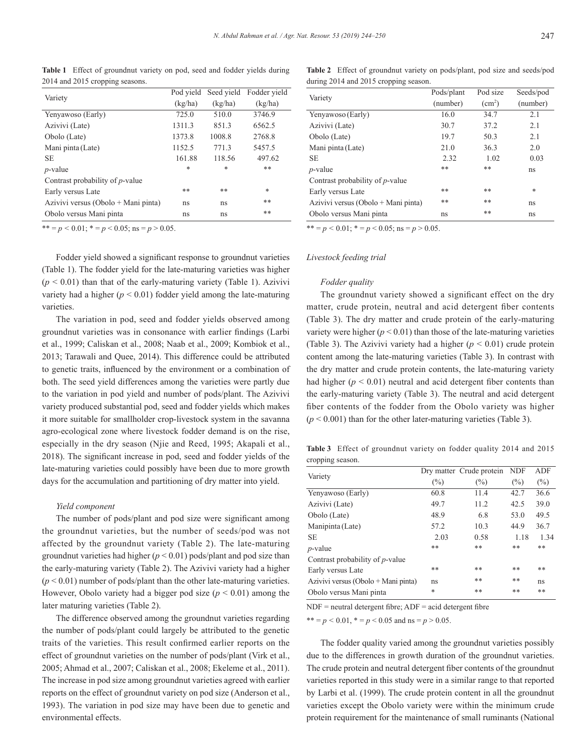**Table 1** Effect of groundnut variety on pod, seed and fodder yields during 2014 and 2015 cropping seasons.

| Variety | Pod yield (kg/ha) | Seed yield (kg/ha) | Fodder yield (kg/ha) |
|---|---|---|---|
| Yenyawoso (Early) | 725.0 | 510.0 | 3746.9 |
| Azivivi (Late) | 1311.3 | 851.3 | 6562.5 |
| Obolo (Late) | 1373.8 | 1008.8 | 2768.8 |
| Mani pinta (Late) | 1152.5 | 771.3 | 5457.5 |
| SE | 161.88 | 118.56 | 497.62 |
| *p*-value | * | * | ** |
| Contrast probability of *p*-value | | | |
| Early versus Late | ** | ** | * |
| Azivivi versus (Obolo + Mani pinta) | ns | ns | ** |
| Obolo versus Mani pinta | ns | ns | ** |

** = $p < 0.01$; * = $p < 0.05$; ns = $p > 0.05$.

Fodder yield showed a significant response to groundnut varieties (Table 1). The fodder yield for the late-maturing varieties was higher ($p < 0.01$) than that of the early-maturing variety (Table 1). Azivivi variety had a higher ($p < 0.01$) fodder yield among the late-maturing varieties.

The variation in pod, seed and fodder yields observed among groundnut varieties was in consonance with earlier findings (Larbi et al., 1999; Caliskan et al., 2008; Naab et al., 2009; Kombiok et al., 2013; Tarawali and Quee, 2014). This difference could be attributed to genetic traits, influenced by the environment or a combination of both. The seed yield differences among the varieties were partly due to the variation in pod yield and number of pods/plant. The Azivivi variety produced substantial pod, seed and fodder yields which makes it more suitable for smallholder crop-livestock system in the savanna agro-ecological zone where livestock fodder demand is on the rise, especially in the dry season (Njie and Reed, 1995; Akapali et al., 2018). The significant increase in pod, seed and fodder yields of the late-maturing varieties could possibly have been due to more growth days for the accumulation and partitioning of dry matter into yield.

#### *Yield component*

The number of pods/plant and pod size were significant among the groundnut varieties, but the number of seeds/pod was not affected by the groundnut variety (Table 2). The late-maturing groundnut varieties had higher ($p < 0.01$) pods/plant and pod size than the early-maturing variety (Table 2). The Azivivi variety had a higher ($p < 0.01$) number of pods/plant than the other late-maturing varieties. However, Obolo variety had a bigger pod size ($p < 0.01$) among the later maturing varieties (Table 2).

The difference observed among the groundnut varieties regarding the number of pods/plant could largely be attributed to the genetic traits of the varieties. This result confirmed earlier reports on the effect of groundnut varieties on the number of pods/plant (Virk et al., 2005; Ahmad et al., 2007; Caliskan et al., 2008; Ekeleme et al., 2011). The increase in pod size among groundnut varieties agreed with earlier reports on the effect of groundnut variety on pod size (Anderson et al., 1993). The variation in pod size may have been due to genetic and environmental effects.

**Table 2** Effect of groundnut variety on pods/plant, pod size and seeds/pod during 2014 and 2015 cropping season.

| Variety | Pods/plant (number) | Pod size ($cm^2$) | Seeds/pod (number) |
|---|---|---|---|
| Yenyawoso (Early) | 16.0 | 34.7 | 2.1 |
| Azivivi (Late) | 30.7 | 37.2 | 2.1 |
| Obolo (Late) | 19.7 | 50.3 | 2.1 |
| Mani pinta (Late) | 21.0 | 36.3 | 2.0 |
| SE | 2.32 | 1.02 | 0.03 |
| *p*-value | ** | ** | ns |
| Contrast probability of *p*-value | | | |
| Early versus Late | ** | ** | * |
| Azivivi versus (Obolo + Mani pinta) | ** | ** | ns |
| Obolo versus Mani pinta | ns | ** | ns |

** = $p < 0.01$; * = $p < 0.05$; ns = $p > 0.05$.

### *Livestock feeding trial*

#### *Fodder quality*

The groundnut variety showed a significant effect on the dry matter, crude protein, neutral and acid detergent fiber contents (Table 3). The dry matter and crude protein of the early-maturing variety were higher ($p < 0.01$) than those of the late-maturing varieties (Table 3). The Azivivi variety had a higher ($p < 0.01$) crude protein content among the late-maturing varieties (Table 3). In contrast with the dry matter and crude protein contents, the late-maturing variety had higher ($p < 0.01$) neutral and acid detergent fiber contents than the early-maturing variety (Table 3). The neutral and acid detergent fiber contents of the fodder from the Obolo variety was higher ($p < 0.001$) than for the other later-maturing varieties (Table 3).

**Table 3** Effect of groundnut variety on fodder quality 2014 and 2015 cropping season.

| Variety | Dry matter (%) | Crude protein (%) | NDF (%) | ADF (%) |
|---|---|---|---|---|
| Yenyawoso (Early) | 60.8 | 11.4 | 42.7 | 36.6 |
| Azivivi (Late) | 49.7 | 11.2 | 42.5 | 39.0 |
| Obolo (Late) | 48.9 | 6.8 | 53.0 | 49.5 |
| Manipinta (Late) | 57.2 | 10.3 | 44.9 | 36.7 |
| SE | 2.03 | 0.58 | 1.18 | 1.34 |
| *p*-value | ** | ** | ** | ** |
| Contrast probability of *p*-value | | | | |
| Early versus Late | ** | ** | ** | ** |
| Azivivi versus (Obolo + Mani pinta) | ns | ** | ** | ns |
| Obolo versus Mani pinta | * | ** | ** | ** |

NDF = neutral detergent fibre; ADF = acid detergent fibre

** = $p < 0.01$, * = $p < 0.05$ and ns = $p > 0.05$.

The fodder quality varied among the groundnut varieties possibly due to the differences in growth duration of the groundnut varieties. The crude protein and neutral detergent fiber contents of the groundnut varieties reported in this study were in a similar range to that reported by Larbi et al. (1999). The crude protein content in all the groundnut varieties except the Obolo variety were within the minimum crude protein requirement for the maintenance of small ruminants (National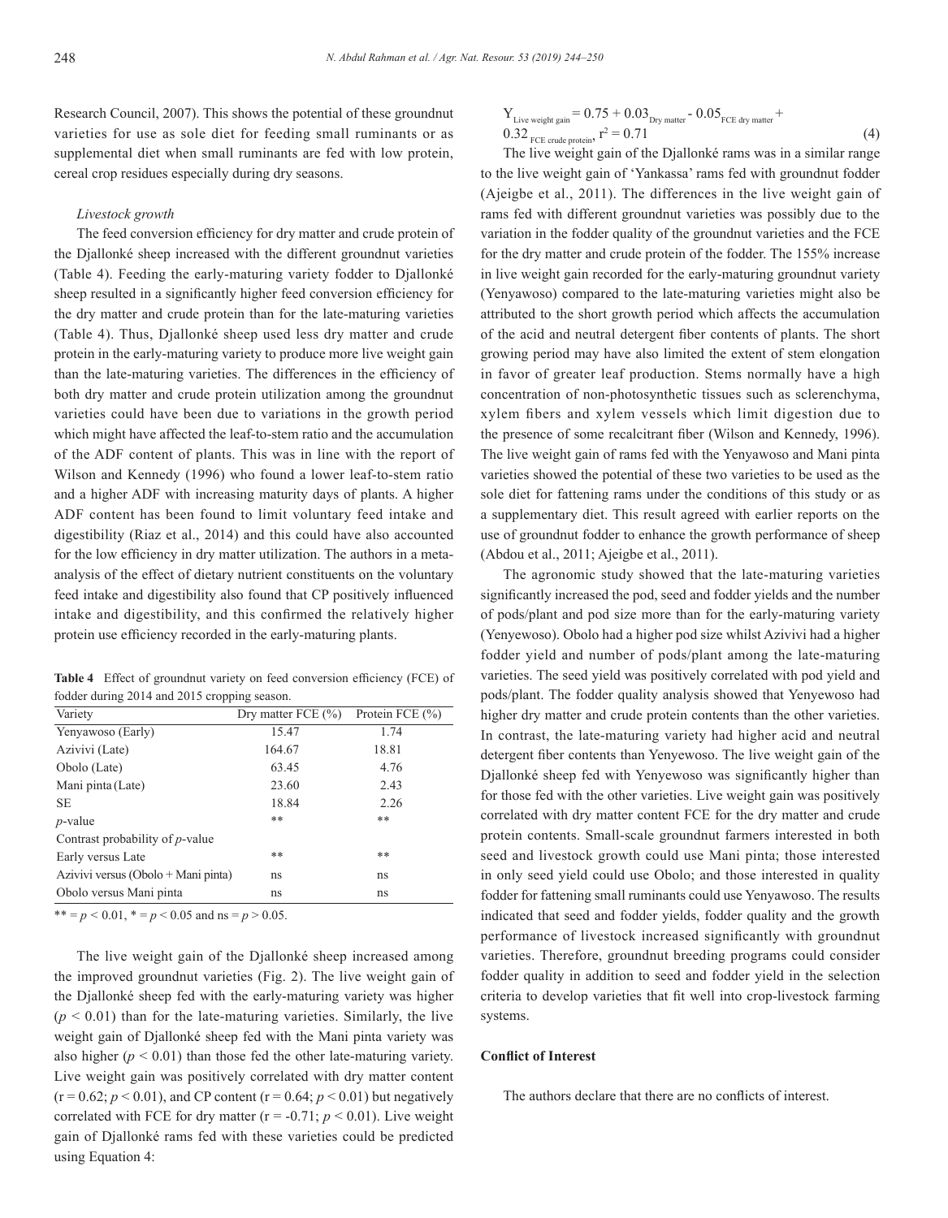Research Council, 2007). This shows the potential of these groundnut varieties for use as sole diet for feeding small ruminants or as supplemental diet when small ruminants are fed with low protein, cereal crop residues especially during dry seasons.

*Livestock growth*

The feed conversion efficiency for dry matter and crude protein of the Djallonké sheep increased with the different groundnut varieties (Table 4). Feeding the early-maturing variety fodder to Djallonké sheep resulted in a significantly higher feed conversion efficiency for the dry matter and crude protein than for the late-maturing varieties (Table 4). Thus, Djallonké sheep used less dry matter and crude protein in the early-maturing variety to produce more live weight gain than the late-maturing varieties. The differences in the efficiency of both dry matter and crude protein utilization among the groundnut varieties could have been due to variations in the growth period which might have affected the leaf-to-stem ratio and the accumulation of the ADF content of plants. This was in line with the report of Wilson and Kennedy (1996) who found a lower leaf-to-stem ratio and a higher ADF with increasing maturity days of plants. A higher ADF content has been found to limit voluntary feed intake and digestibility (Riaz et al., 2014) and this could have also accounted for the low efficiency in dry matter utilization. The authors in a meta-analysis of the effect of dietary nutrient constituents on the voluntary feed intake and digestibility also found that CP positively influenced intake and digestibility, and this confirmed the relatively higher protein use efficiency recorded in the early-maturing plants.

**Table 4** Effect of groundnut variety on feed conversion efficiency (FCE) of fodder during 2014 and 2015 cropping season.

| Variety | Dry matter FCE (%) | Protein FCE (%) |
|---|---|---|
| Yenyawoso (Early) | 15.47 | 1.74 |
| Azivivi (Late) | 164.67 | 18.81 |
| Obolo (Late) | 63.45 | 4.76 |
| Mani pinta (Late) | 23.60 | 2.43 |
| SE | 18.84 | 2.26 |
| *p*-value | ** | ** |
| Contrast probability of *p*-value | | |
| Early versus Late | ** | ** |
| Azivivi versus (Obolo + Mani pinta) | ns | ns |
| Obolo versus Mani pinta | ns | ns |

** = $p < 0.01$, * = $p < 0.05$ and ns = $p > 0.05$.

The live weight gain of the Djallonké sheep increased among the improved groundnut varieties (Fig. 2). The live weight gain of the Djallonké sheep fed with the early-maturing variety was higher ($p < 0.01$) than for the late-maturing varieties. Similarly, the live weight gain of Djallonké sheep fed with the Mani pinta variety was also higher ($p < 0.01$) than those fed the other late-maturing variety. Live weight gain was positively correlated with dry matter content ($r = 0.62$; $p < 0.01$), and CP content ($r = 0.64$; $p < 0.01$) but negatively correlated with FCE for dry matter ($r = -0.71$; $p < 0.01$). Live weight gain of Djallonké rams fed with these varieties could be predicted using Equation 4:

$$Y_{\text{Live weight gain}} = 0.75 + 0.03_{\text{Dry matter}} - 0.05_{\text{FCE dry matter}} + 0.32_{\text{FCE crude protein}},\ r^2 = 0.71 \quad (4)$$

The live weight gain of the Djallonké rams was in a similar range to the live weight gain of 'Yankassa' rams fed with groundnut fodder (Ajeigbe et al., 2011). The differences in the live weight gain of rams fed with different groundnut varieties was possibly due to the variation in the fodder quality of the groundnut varieties and the FCE for the dry matter and crude protein of the fodder. The 155% increase in live weight gain recorded for the early-maturing groundnut variety (Yenyawoso) compared to the late-maturing varieties might also be attributed to the short growth period which affects the accumulation of the acid and neutral detergent fiber contents of plants. The short growing period may have also limited the extent of stem elongation in favor of greater leaf production. Stems normally have a high concentration of non-photosynthetic tissues such as sclerenchyma, xylem fibers and xylem vessels which limit digestion due to the presence of some recalcitrant fiber (Wilson and Kennedy, 1996). The live weight gain of rams fed with the Yenyawoso and Mani pinta varieties showed the potential of these two varieties to be used as the sole diet for fattening rams under the conditions of this study or as a supplementary diet. This result agreed with earlier reports on the use of groundnut fodder to enhance the growth performance of sheep (Abdou et al., 2011; Ajeigbe et al., 2011).

The agronomic study showed that the late-maturing varieties significantly increased the pod, seed and fodder yields and the number of pods/plant and pod size more than for the early-maturing variety (Yenyewoso). Obolo had a higher pod size whilst Azivivi had a higher fodder yield and number of pods/plant among the late-maturing varieties. The seed yield was positively correlated with pod yield and pods/plant. The fodder quality analysis showed that Yenyewoso had higher dry matter and crude protein contents than the other varieties. In contrast, the late-maturing variety had higher acid and neutral detergent fiber contents than Yenyewoso. The live weight gain of the Djallonké sheep fed with Yenyewoso was significantly higher than for those fed with the other varieties. Live weight gain was positively correlated with dry matter content FCE for the dry matter and crude protein contents. Small-scale groundnut farmers interested in both seed and livestock growth could use Mani pinta; those interested in only seed yield could use Obolo; and those interested in quality fodder for fattening small ruminants could use Yenyawoso. The results indicated that seed and fodder yields, fodder quality and the growth performance of livestock increased significantly with groundnut varieties. Therefore, groundnut breeding programs could consider fodder quality in addition to seed and fodder yield in the selection criteria to develop varieties that fit well into crop-livestock farming systems.

**Conflict of Interest**

The authors declare that there are no conflicts of interest.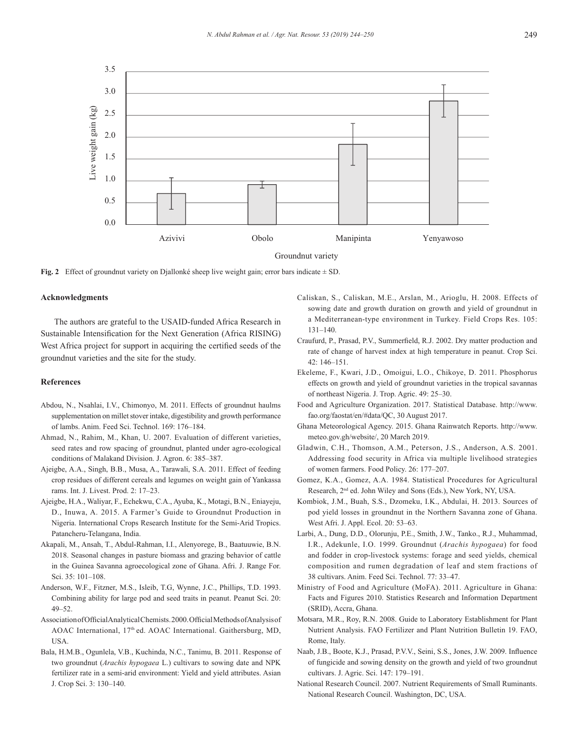**Fig. 2** Effect of groundnut variety on Djallonké sheep live weight gain; error bars indicate ± SD.

## Acknowledgments

The authors are grateful to the USAID-funded Africa Research in Sustainable Intensification for the Next Generation (Africa RISING) West Africa project for support in acquiring the certified seeds of the groundnut varieties and the site for the study.

## References

Abdou, N., Nsahlai, I.V., Chimonyo, M. 2011. Effects of groundnut haulms supplementation on millet stover intake, digestibility and growth performance of lambs. Anim. Feed Sci. Technol. 169: 176–184.

Ahmad, N., Rahim, M., Khan, U. 2007. Evaluation of different varieties, seed rates and row spacing of groundnut, planted under agro-ecological conditions of Malakand Division. J. Agron. 6: 385–387.

Ajeigbe, A.A., Singh, B.B., Musa, A., Tarawali, S.A. 2011. Effect of feeding crop residues of different cereals and legumes on weight gain of Yankassa rams. Int. J. Livest. Prod. 2: 17–23.

Ajeigbe, H.A., Waliyar, F., Echekwu, C.A., Ayuba, K., Motagi, B.N., Eniayeju, D., Inuwa, A. 2015. A Farmer's Guide to Groundnut Production in Nigeria. International Crops Research Institute for the Semi-Arid Tropics. Patancheru-Telangana, India.

Akapali, M., Ansah, T., Abdul-Rahman, I.I., Alenyorege, B., Baatuuwie, B.N. 2018. Seasonal changes in pasture biomass and grazing behavior of cattle in the Guinea Savanna agroecological zone of Ghana. Afri. J. Range For. Sci. 35: 101–108.

Anderson, W.F., Fitzner, M.S., Isleib, T.G, Wynne, J.C., Phillips, T.D. 1993. Combining ability for large pod and seed traits in peanut. Peanut Sci. 20: 49–52.

Association of Official Analytical Chemists. 2000. Official Methods of Analysis of AOAC International, 17th ed. AOAC International. Gaithersburg, MD, USA.

Bala, H.M.B., Ogunlela, V.B., Kuchinda, N.C., Tanimu, B. 2011. Response of two groundnut (*Arachis hypogaea* L.) cultivars to sowing date and NPK fertilizer rate in a semi-arid environment: Yield and yield attributes. Asian J. Crop Sci. 3: 130–140.

Caliskan, S., Caliskan, M.E., Arslan, M., Arioglu, H. 2008. Effects of sowing date and growth duration on growth and yield of groundnut in a Mediterranean-type environment in Turkey. Field Crops Res. 105: 131–140.

Craufurd, P., Prasad, P.V., Summerfield, R.J. 2002. Dry matter production and rate of change of harvest index at high temperature in peanut. Crop Sci. 42: 146–151.

Ekeleme, F., Kwari, J.D., Omoigui, L.O., Chikoye, D. 2011. Phosphorus effects on growth and yield of groundnut varieties in the tropical savannas of northeast Nigeria. J. Trop. Agric. 49: 25–30.

Food and Agriculture Organization. 2017. Statistical Database. http://www.fao.org/faostat/en/#data/QC, 30 August 2017.

Ghana Meteorological Agency. 2015. Ghana Rainwatch Reports. http://www.meteo.gov.gh/website/, 20 March 2019.

Gladwin, C.H., Thomson, A.M., Peterson, J.S., Anderson, A.S. 2001. Addressing food security in Africa via multiple livelihood strategies of women farmers. Food Policy. 26: 177–207.

Gomez, K.A., Gomez, A.A. 1984. Statistical Procedures for Agricultural Research, 2nd ed. John Wiley and Sons (Eds.), New York, NY, USA.

Kombiok, J.M., Buah, S.S., Dzomeku, I.K., Abdulai, H. 2013. Sources of pod yield losses in groundnut in the Northern Savanna zone of Ghana. West Afri. J. Appl. Ecol. 20: 53–63.

Larbi, A., Dung, D.D., Olorunju, P.E., Smith, J.W., Tanko., R.J., Muhammad, I.R., Adekunle, I.O. 1999. Groundnut (*Arachis hypogaea*) for food and fodder in crop-livestock systems: forage and seed yields, chemical composition and rumen degradation of leaf and stem fractions of 38 cultivars. Anim. Feed Sci. Technol. 77: 33–47.

Ministry of Food and Agriculture (MoFA). 2011. Agriculture in Ghana: Facts and Figures 2010. Statistics Research and Information Department (SRID), Accra, Ghana.

Motsara, M.R., Roy, R.N. 2008. Guide to Laboratory Establishment for Plant Nutrient Analysis. FAO Fertilizer and Plant Nutrition Bulletin 19. FAO, Rome, Italy.

Naab, J.B., Boote, K.J., Prasad, P.V.V., Seini, S.S., Jones, J.W. 2009. Influence of fungicide and sowing density on the growth and yield of two groundnut cultivars. J. Agric. Sci. 147: 179–191.

National Research Council. 2007. Nutrient Requirements of Small Ruminants. National Research Council. Washington, DC, USA.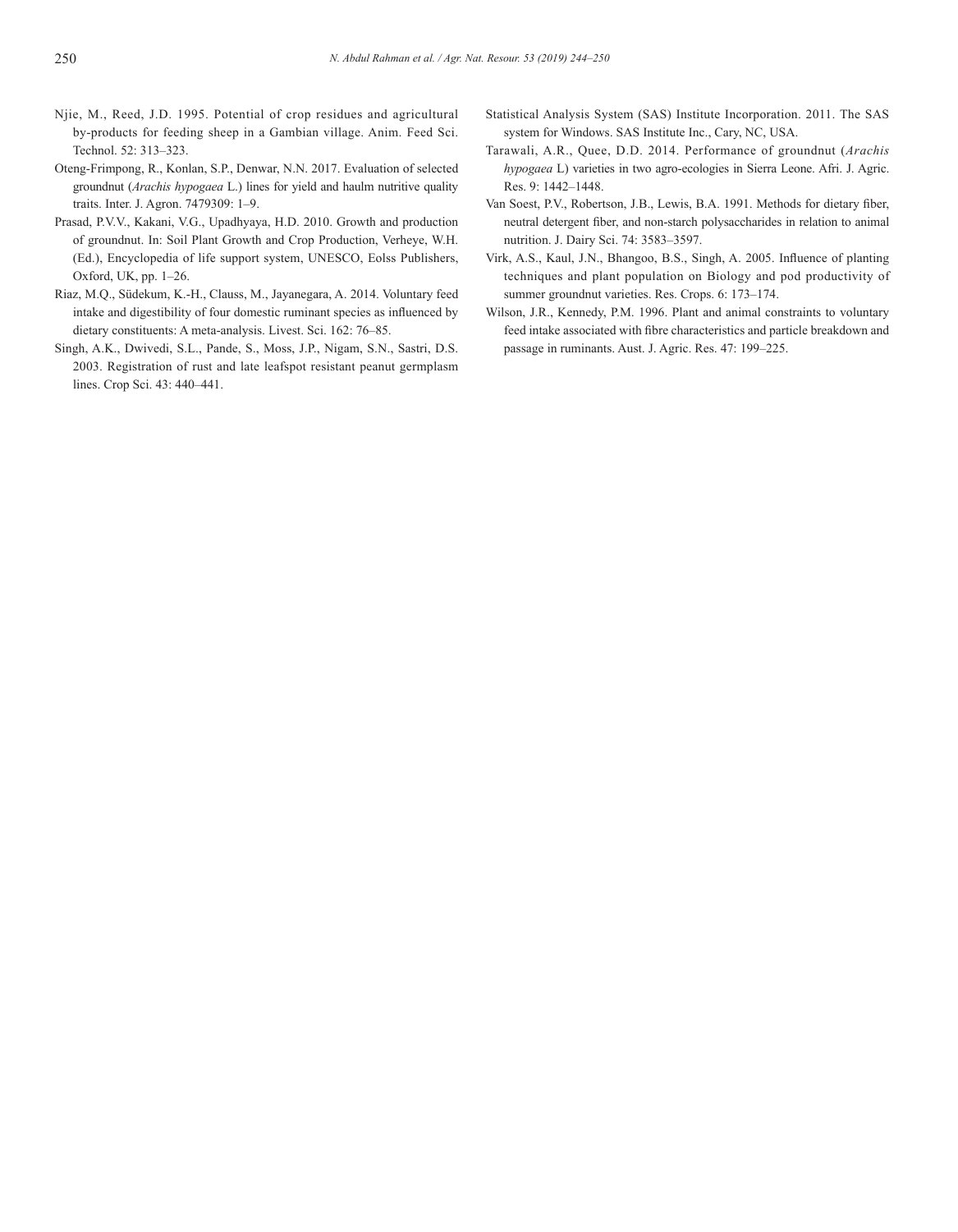Njie, M., Reed, J.D. 1995. Potential of crop residues and agricultural by-products for feeding sheep in a Gambian village. Anim. Feed Sci. Technol. 52: 313–323.

Oteng-Frimpong, R., Konlan, S.P., Denwar, N.N. 2017. Evaluation of selected groundnut (*Arachis hypogaea* L.) lines for yield and haulm nutritive quality traits. Inter. J. Agron. 7479309: 1–9.

Prasad, P.V.V., Kakani, V.G., Upadhyaya, H.D. 2010. Growth and production of groundnut. In: Soil Plant Growth and Crop Production, Verheye, W.H. (Ed.), Encyclopedia of life support system, UNESCO, Eolss Publishers, Oxford, UK, pp. 1–26.

Riaz, M.Q., Südekum, K.-H., Clauss, M., Jayanegara, A. 2014. Voluntary feed intake and digestibility of four domestic ruminant species as influenced by dietary constituents: A meta-analysis. Livest. Sci. 162: 76–85.

Singh, A.K., Dwivedi, S.L., Pande, S., Moss, J.P., Nigam, S.N., Sastri, D.S. 2003. Registration of rust and late leafspot resistant peanut germplasm lines. Crop Sci. 43: 440–441.

Statistical Analysis System (SAS) Institute Incorporation. 2011. The SAS system for Windows. SAS Institute Inc., Cary, NC, USA.

Tarawali, A.R., Quee, D.D. 2014. Performance of groundnut (*Arachis hypogaea* L) varieties in two agro-ecologies in Sierra Leone. Afri. J. Agric. Res. 9: 1442–1448.

Van Soest, P.V., Robertson, J.B., Lewis, B.A. 1991. Methods for dietary fiber, neutral detergent fiber, and non-starch polysaccharides in relation to animal nutrition. J. Dairy Sci. 74: 3583–3597.

Virk, A.S., Kaul, J.N., Bhangoo, B.S., Singh, A. 2005. Influence of planting techniques and plant population on Biology and pod productivity of summer groundnut varieties. Res. Crops. 6: 173–174.

Wilson, J.R., Kennedy, P.M. 1996. Plant and animal constraints to voluntary feed intake associated with fibre characteristics and particle breakdown and passage in ruminants. Aust. J. Agric. Res. 47: 199–225.